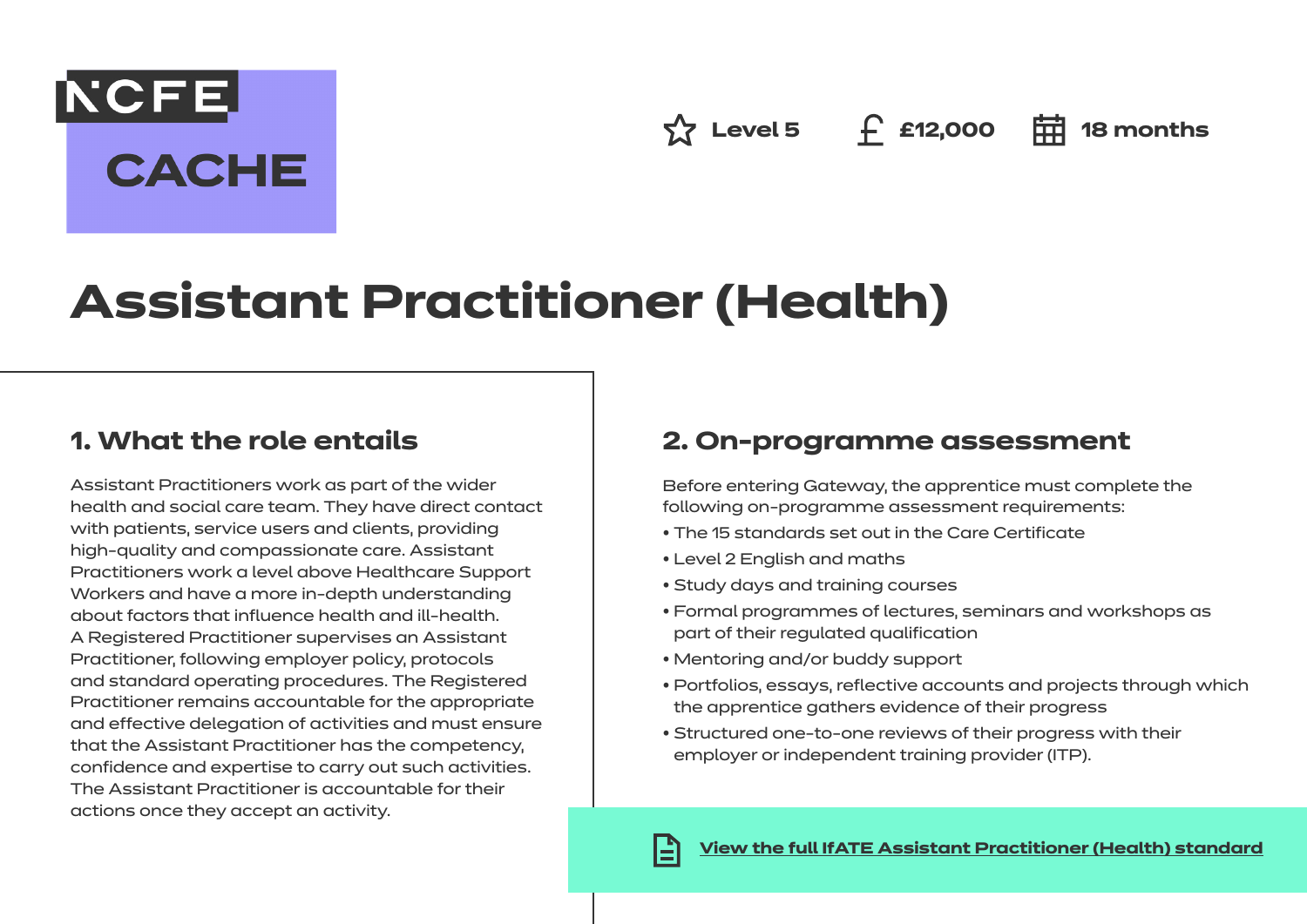NCFE CACHE

Level 5 | £12,000 | 18 months

# Assistant Practitioner (Health)

## 1. What the role entails

Assistant Practitioners work as part of the wider health and social care team. They have direct contact with patients, service users and clients, providing high-quality and compassionate care. Assistant Practitioners work a level above Healthcare Support Workers and have a more in-depth understanding about factors that influence health and ill-health. A Registered Practitioner supervises an Assistant Practitioner, following employer policy, protocols and standard operating procedures. The Registered Practitioner remains accountable for the appropriate and effective delegation of activities and must ensure that the Assistant Practitioner has the competency, confidence and expertise to carry out such activities. The Assistant Practitioner is accountable for their actions once they accept an activity.

## 2. On-programme assessment

Before entering Gateway, the apprentice must complete the following on-programme assessment requirements:

- The 15 standards set out in the Care Certificate
- Level 2 English and maths
- Study days and training courses
- Formal programmes of lectures, seminars and workshops as part of their regulated qualification
- Mentoring and/or buddy support
- Portfolios, essays, reflective accounts and projects through which the apprentice gathers evidence of their progress
- Structured one-to-one reviews of their progress with their employer or independent training provider (ITP).

**View the full IfATE Assistant Practitioner (Health) standard**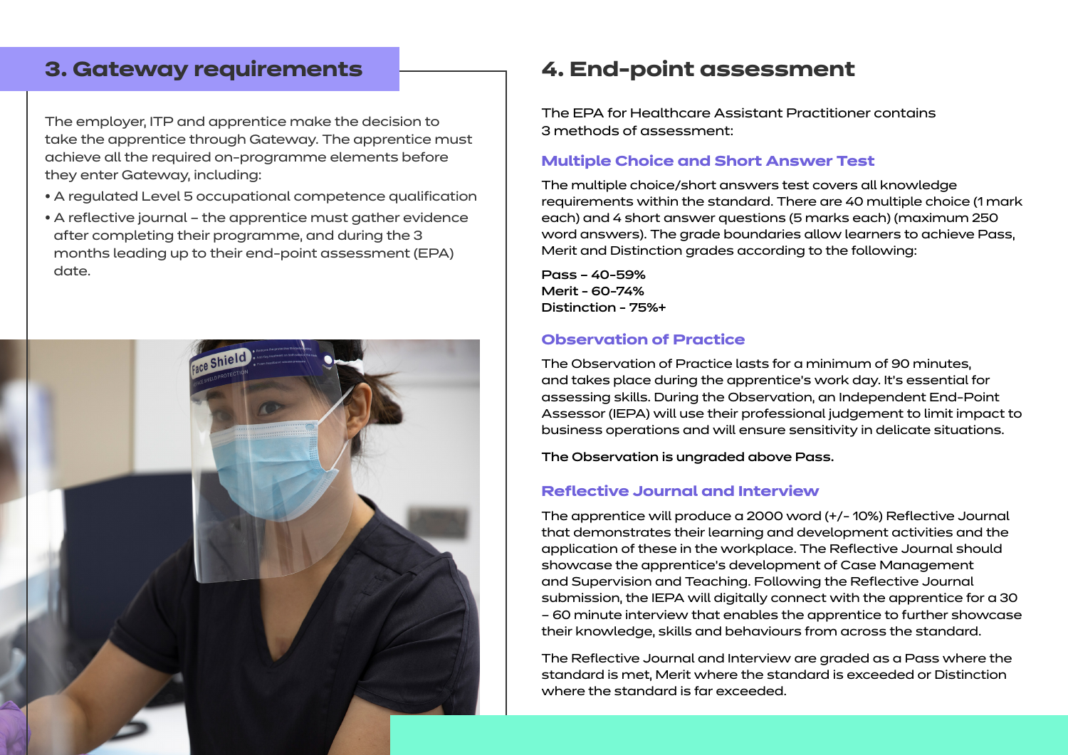## 3. Gateway requirements

The employer, ITP and apprentice make the decision to take the apprentice through Gateway. The apprentice must achieve all the required on-programme elements before they enter Gateway, including:

- A regulated Level 5 occupational competence qualification
- A reflective journal – the apprentice must gather evidence after completing their programme, and during the 3 months leading up to their end-point assessment (EPA) date.

## 4. End-point assessment

The EPA for Healthcare Assistant Practitioner contains 3 methods of assessment:

### Multiple Choice and Short Answer Test

The multiple choice/short answers test covers all knowledge requirements within the standard. There are 40 multiple choice (1 mark each) and 4 short answer questions (5 marks each) (maximum 250 word answers). The grade boundaries allow learners to achieve Pass, Merit and Distinction grades according to the following:

**Pass – 40-59%**
**Merit - 60-74%**
**Distinction - 75%+**

### Observation of Practice

The Observation of Practice lasts for a minimum of 90 minutes, and takes place during the apprentice's work day. It's essential for assessing skills. During the Observation, an Independent End-Point Assessor (IEPA) will use their professional judgement to limit impact to business operations and will ensure sensitivity in delicate situations.

**The Observation is ungraded above Pass.**

### Reflective Journal and Interview

The apprentice will produce a 2000 word (+/- 10%) Reflective Journal that demonstrates their learning and development activities and the application of these in the workplace. The Reflective Journal should showcase the apprentice's development of Case Management and Supervision and Teaching. Following the Reflective Journal submission, the IEPA will digitally connect with the apprentice for a 30 – 60 minute interview that enables the apprentice to further showcase their knowledge, skills and behaviours from across the standard.

The Reflective Journal and Interview are graded as a Pass where the standard is met, Merit where the standard is exceeded or Distinction where the standard is far exceeded.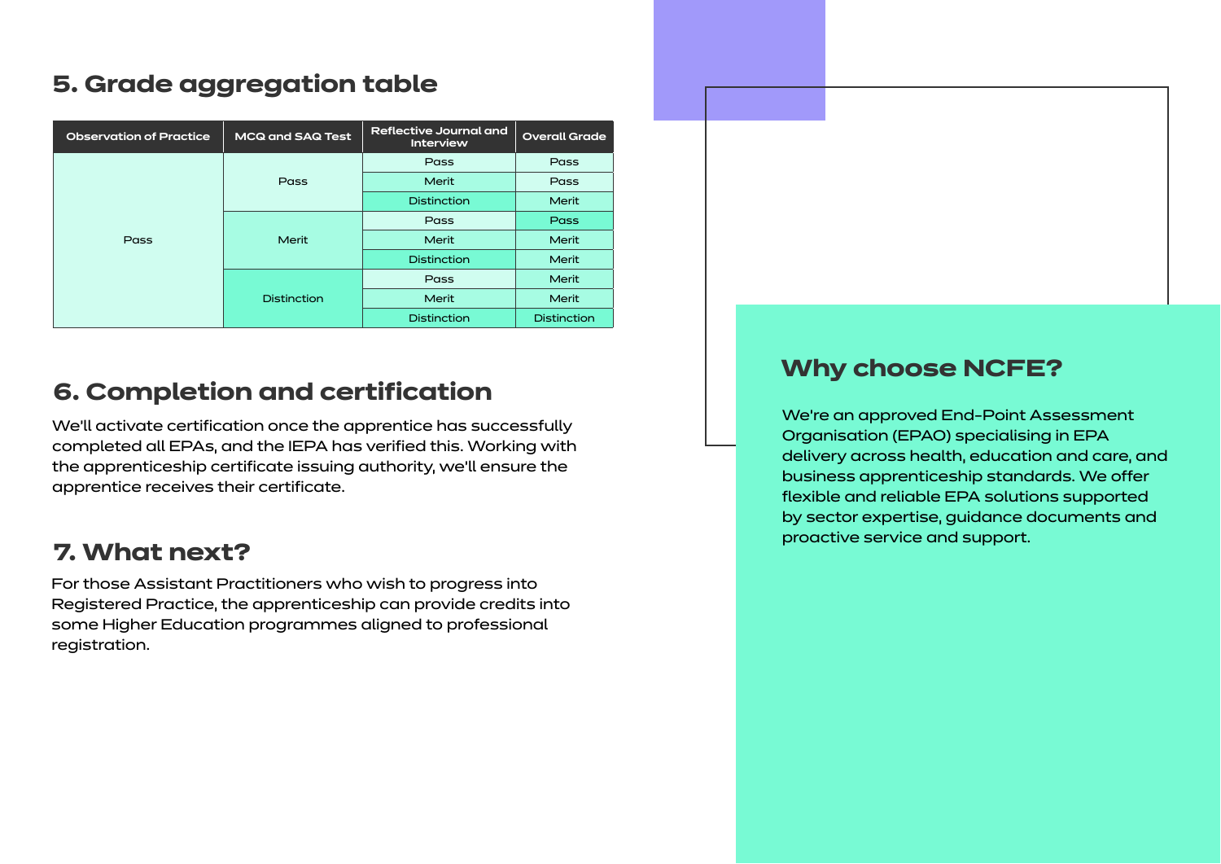## 5. Grade aggregation table

| Observation of Practice | MCQ and SAQ Test | Reflective Journal and Interview | Overall Grade |
|---|---|---|---|
| Pass | Pass | Pass | Pass |
| | | Merit | Pass |
| | | Distinction | Merit |
| | Merit | Pass | Pass |
| | | Merit | Merit |
| | | Distinction | Merit |
| | Distinction | Pass | Merit |
| | | Merit | Merit |
| | | Distinction | Distinction |

## 6. Completion and certification

We'll activate certification once the apprentice has successfully completed all EPAs, and the IEPA has verified this. Working with the apprenticeship certificate issuing authority, we'll ensure the apprentice receives their certificate.

## 7. What next?

For those Assistant Practitioners who wish to progress into Registered Practice, the apprenticeship can provide credits into some Higher Education programmes aligned to professional registration.

## Why choose NCFE?

We're an approved End-Point Assessment Organisation (EPAO) specialising in EPA delivery across health, education and care, and business apprenticeship standards. We offer flexible and reliable EPA solutions supported by sector expertise, guidance documents and proactive service and support.